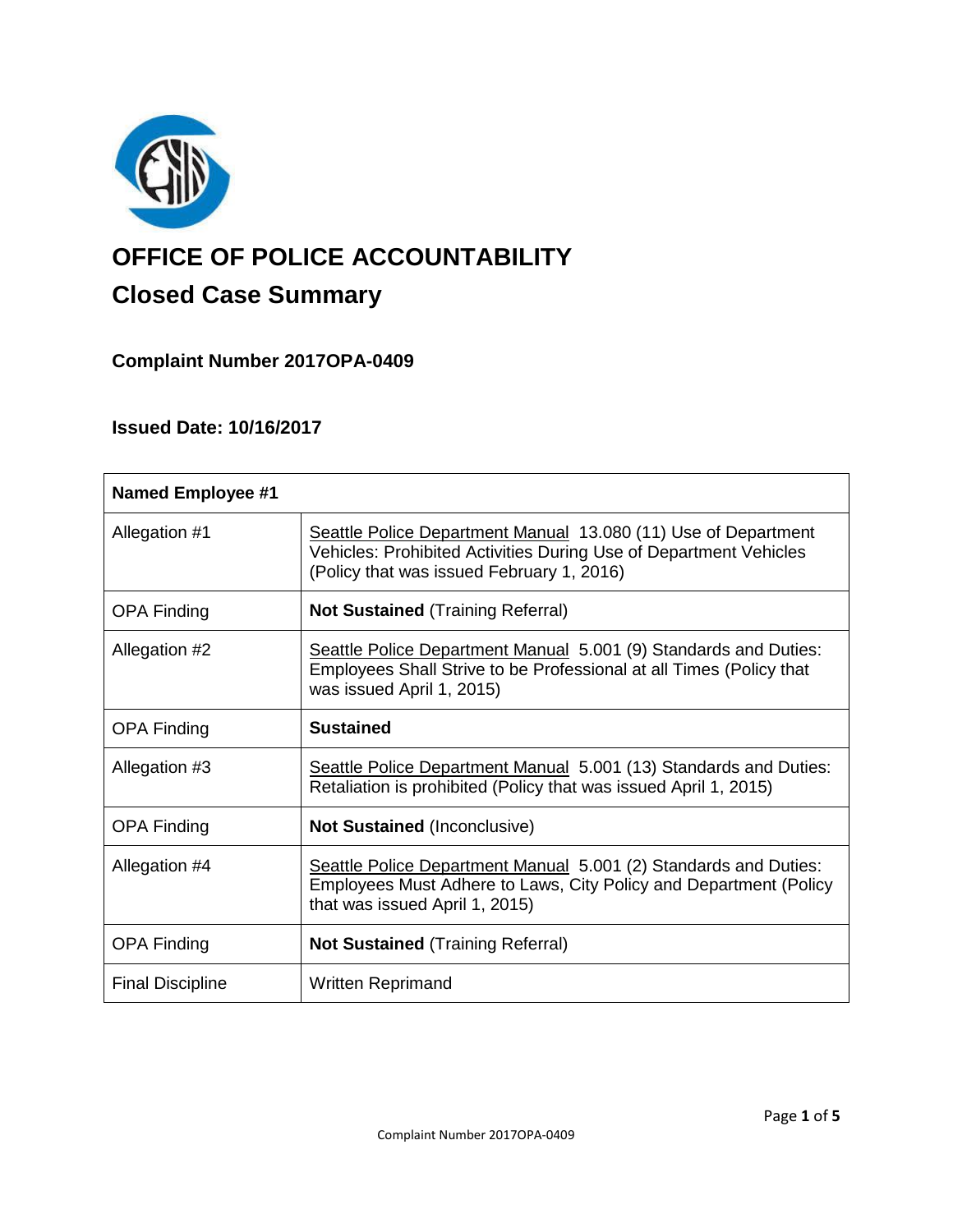# OFFICE OF POLICE ACCOUNTABILITY

## Closed Case Summary

### Complaint Number 2017OPA-0409

### Issued Date: 10/16/2017

| **Named Employee #1** | |
|---|---|
| Allegation #1 | Seattle Police Department Manual 13.080 (11) Use of Department Vehicles: Prohibited Activities During Use of Department Vehicles (Policy that was issued February 1, 2016) |
| OPA Finding | **Not Sustained** (Training Referral) |
| Allegation #2 | Seattle Police Department Manual 5.001 (9) Standards and Duties: Employees Shall Strive to be Professional at all Times (Policy that was issued April 1, 2015) |
| OPA Finding | **Sustained** |
| Allegation #3 | Seattle Police Department Manual 5.001 (13) Standards and Duties: Retaliation is prohibited (Policy that was issued April 1, 2015) |
| OPA Finding | **Not Sustained** (Inconclusive) |
| Allegation #4 | Seattle Police Department Manual 5.001 (2) Standards and Duties: Employees Must Adhere to Laws, City Policy and Department (Policy that was issued April 1, 2015) |
| OPA Finding | **Not Sustained** (Training Referral) |
| Final Discipline | Written Reprimand |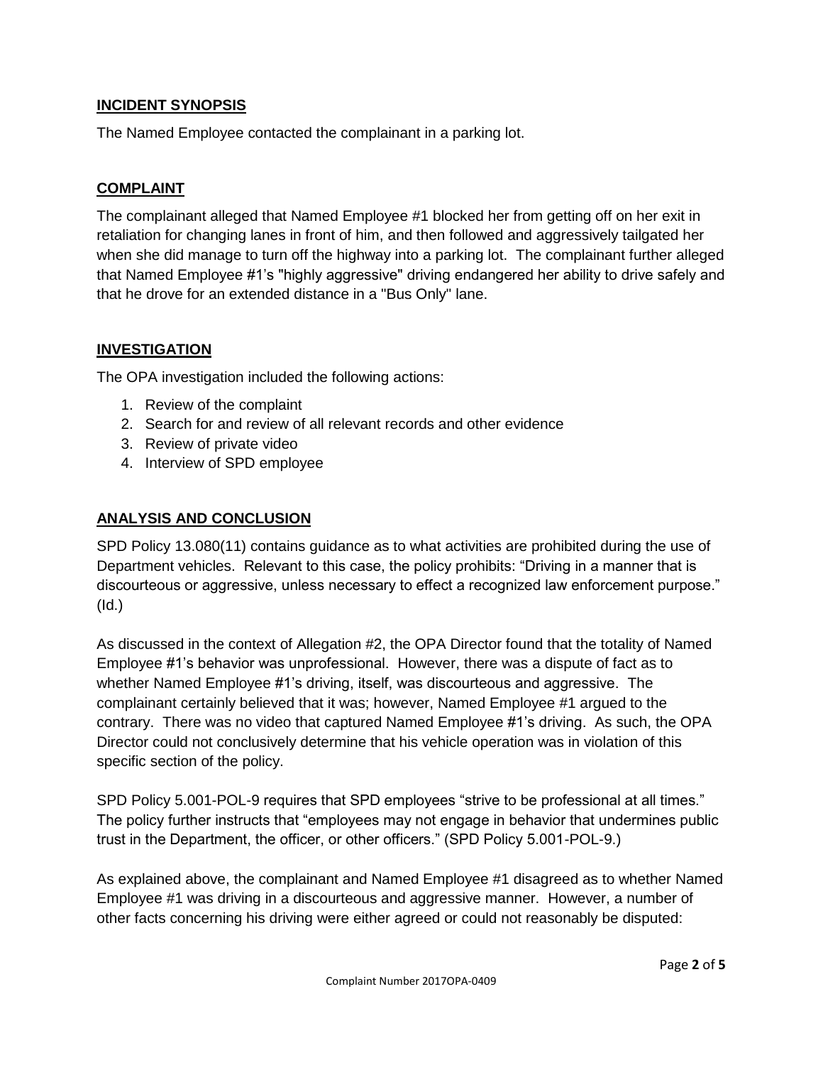## INCIDENT SYNOPSIS

The Named Employee contacted the complainant in a parking lot.

## COMPLAINT

The complainant alleged that Named Employee #1 blocked her from getting off on her exit in retaliation for changing lanes in front of him, and then followed and aggressively tailgated her when she did manage to turn off the highway into a parking lot. The complainant further alleged that Named Employee #1's "highly aggressive" driving endangered her ability to drive safely and that he drove for an extended distance in a "Bus Only" lane.

## INVESTIGATION

The OPA investigation included the following actions:

1. Review of the complaint
2. Search for and review of all relevant records and other evidence
3. Review of private video
4. Interview of SPD employee

## ANALYSIS AND CONCLUSION

SPD Policy 13.080(11) contains guidance as to what activities are prohibited during the use of Department vehicles. Relevant to this case, the policy prohibits: "Driving in a manner that is discourteous or aggressive, unless necessary to effect a recognized law enforcement purpose." (Id.)

As discussed in the context of Allegation #2, the OPA Director found that the totality of Named Employee #1's behavior was unprofessional. However, there was a dispute of fact as to whether Named Employee #1's driving, itself, was discourteous and aggressive. The complainant certainly believed that it was; however, Named Employee #1 argued to the contrary. There was no video that captured Named Employee #1's driving. As such, the OPA Director could not conclusively determine that his vehicle operation was in violation of this specific section of the policy.

SPD Policy 5.001-POL-9 requires that SPD employees "strive to be professional at all times." The policy further instructs that "employees may not engage in behavior that undermines public trust in the Department, the officer, or other officers." (SPD Policy 5.001-POL-9.)

As explained above, the complainant and Named Employee #1 disagreed as to whether Named Employee #1 was driving in a discourteous and aggressive manner. However, a number of other facts concerning his driving were either agreed or could not reasonably be disputed: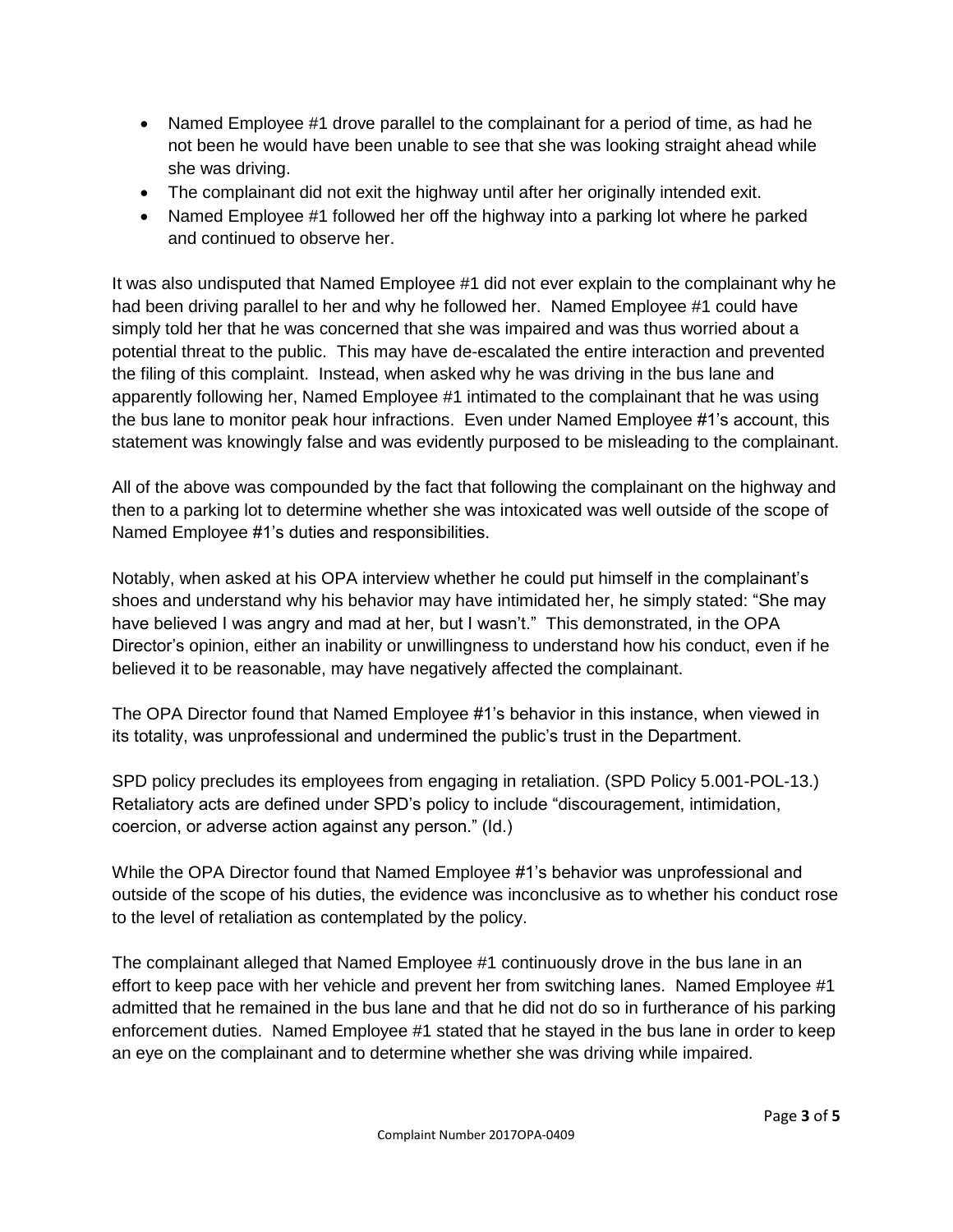- Named Employee #1 drove parallel to the complainant for a period of time, as had he not been he would have been unable to see that she was looking straight ahead while she was driving.
- The complainant did not exit the highway until after her originally intended exit.
- Named Employee #1 followed her off the highway into a parking lot where he parked and continued to observe her.

It was also undisputed that Named Employee #1 did not ever explain to the complainant why he had been driving parallel to her and why he followed her. Named Employee #1 could have simply told her that he was concerned that she was impaired and was thus worried about a potential threat to the public. This may have de-escalated the entire interaction and prevented the filing of this complaint. Instead, when asked why he was driving in the bus lane and apparently following her, Named Employee #1 intimated to the complainant that he was using the bus lane to monitor peak hour infractions. Even under Named Employee #1's account, this statement was knowingly false and was evidently purposed to be misleading to the complainant.

All of the above was compounded by the fact that following the complainant on the highway and then to a parking lot to determine whether she was intoxicated was well outside of the scope of Named Employee #1's duties and responsibilities.

Notably, when asked at his OPA interview whether he could put himself in the complainant's shoes and understand why his behavior may have intimidated her, he simply stated: "She may have believed I was angry and mad at her, but I wasn't." This demonstrated, in the OPA Director's opinion, either an inability or unwillingness to understand how his conduct, even if he believed it to be reasonable, may have negatively affected the complainant.

The OPA Director found that Named Employee #1's behavior in this instance, when viewed in its totality, was unprofessional and undermined the public's trust in the Department.

SPD policy precludes its employees from engaging in retaliation. (SPD Policy 5.001-POL-13.) Retaliatory acts are defined under SPD's policy to include "discouragement, intimidation, coercion, or adverse action against any person." (Id.)

While the OPA Director found that Named Employee #1's behavior was unprofessional and outside of the scope of his duties, the evidence was inconclusive as to whether his conduct rose to the level of retaliation as contemplated by the policy.

The complainant alleged that Named Employee #1 continuously drove in the bus lane in an effort to keep pace with her vehicle and prevent her from switching lanes. Named Employee #1 admitted that he remained in the bus lane and that he did not do so in furtherance of his parking enforcement duties. Named Employee #1 stated that he stayed in the bus lane in order to keep an eye on the complainant and to determine whether she was driving while impaired.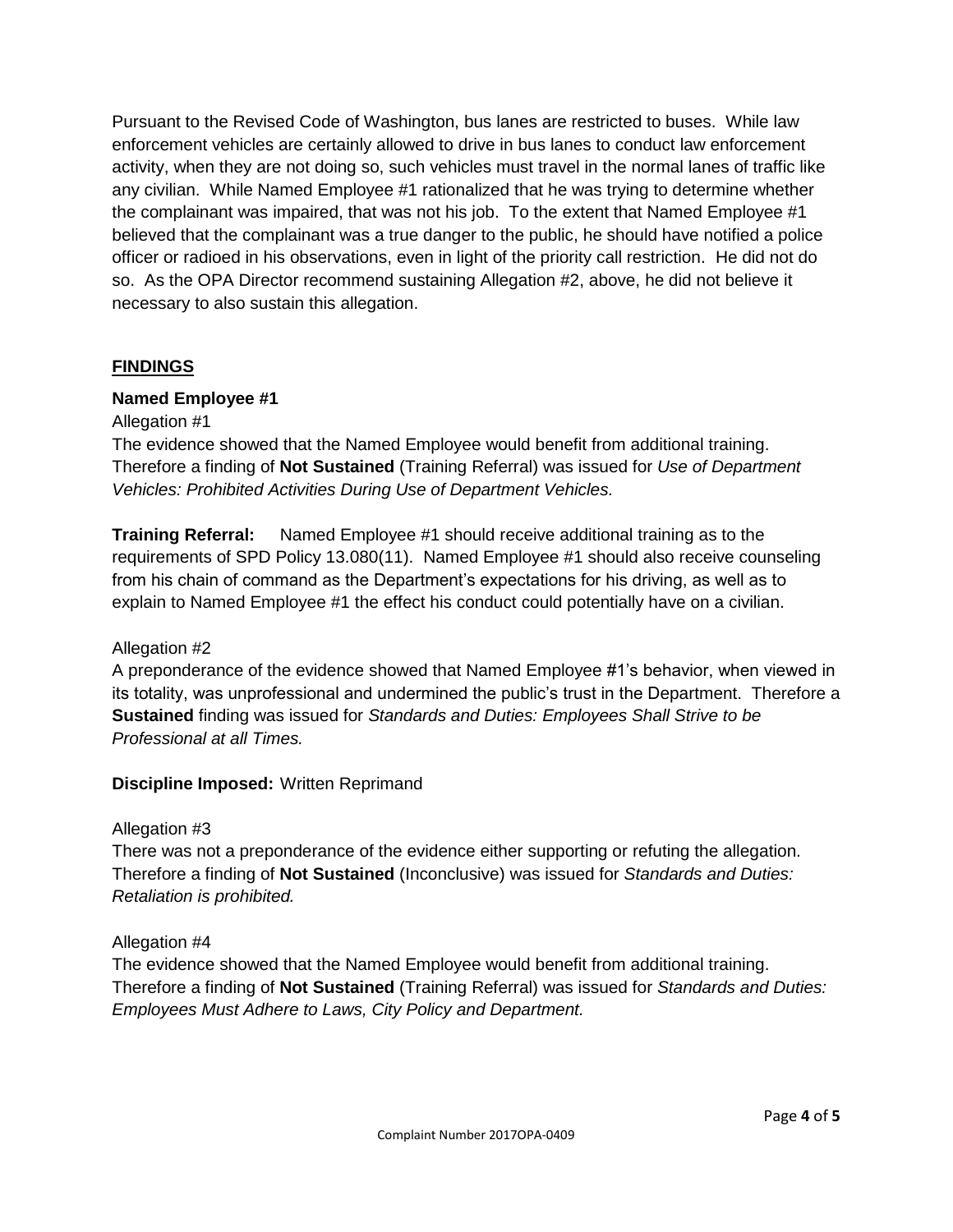Pursuant to the Revised Code of Washington, bus lanes are restricted to buses. While law enforcement vehicles are certainly allowed to drive in bus lanes to conduct law enforcement activity, when they are not doing so, such vehicles must travel in the normal lanes of traffic like any civilian. While Named Employee #1 rationalized that he was trying to determine whether the complainant was impaired, that was not his job. To the extent that Named Employee #1 believed that the complainant was a true danger to the public, he should have notified a police officer or radioed in his observations, even in light of the priority call restriction. He did not do so. As the OPA Director recommend sustaining Allegation #2, above, he did not believe it necessary to also sustain this allegation.

## FINDINGS

**Named Employee #1**

Allegation #1

The evidence showed that the Named Employee would benefit from additional training. Therefore a finding of **Not Sustained** (Training Referral) was issued for *Use of Department Vehicles: Prohibited Activities During Use of Department Vehicles.*

**Training Referral:** Named Employee #1 should receive additional training as to the requirements of SPD Policy 13.080(11). Named Employee #1 should also receive counseling from his chain of command as the Department's expectations for his driving, as well as to explain to Named Employee #1 the effect his conduct could potentially have on a civilian.

Allegation #2

A preponderance of the evidence showed that Named Employee #1's behavior, when viewed in its totality, was unprofessional and undermined the public's trust in the Department. Therefore a **Sustained** finding was issued for *Standards and Duties: Employees Shall Strive to be Professional at all Times.*

**Discipline Imposed:** Written Reprimand

Allegation #3

There was not a preponderance of the evidence either supporting or refuting the allegation. Therefore a finding of **Not Sustained** (Inconclusive) was issued for *Standards and Duties: Retaliation is prohibited.*

Allegation #4

The evidence showed that the Named Employee would benefit from additional training. Therefore a finding of **Not Sustained** (Training Referral) was issued for *Standards and Duties: Employees Must Adhere to Laws, City Policy and Department.*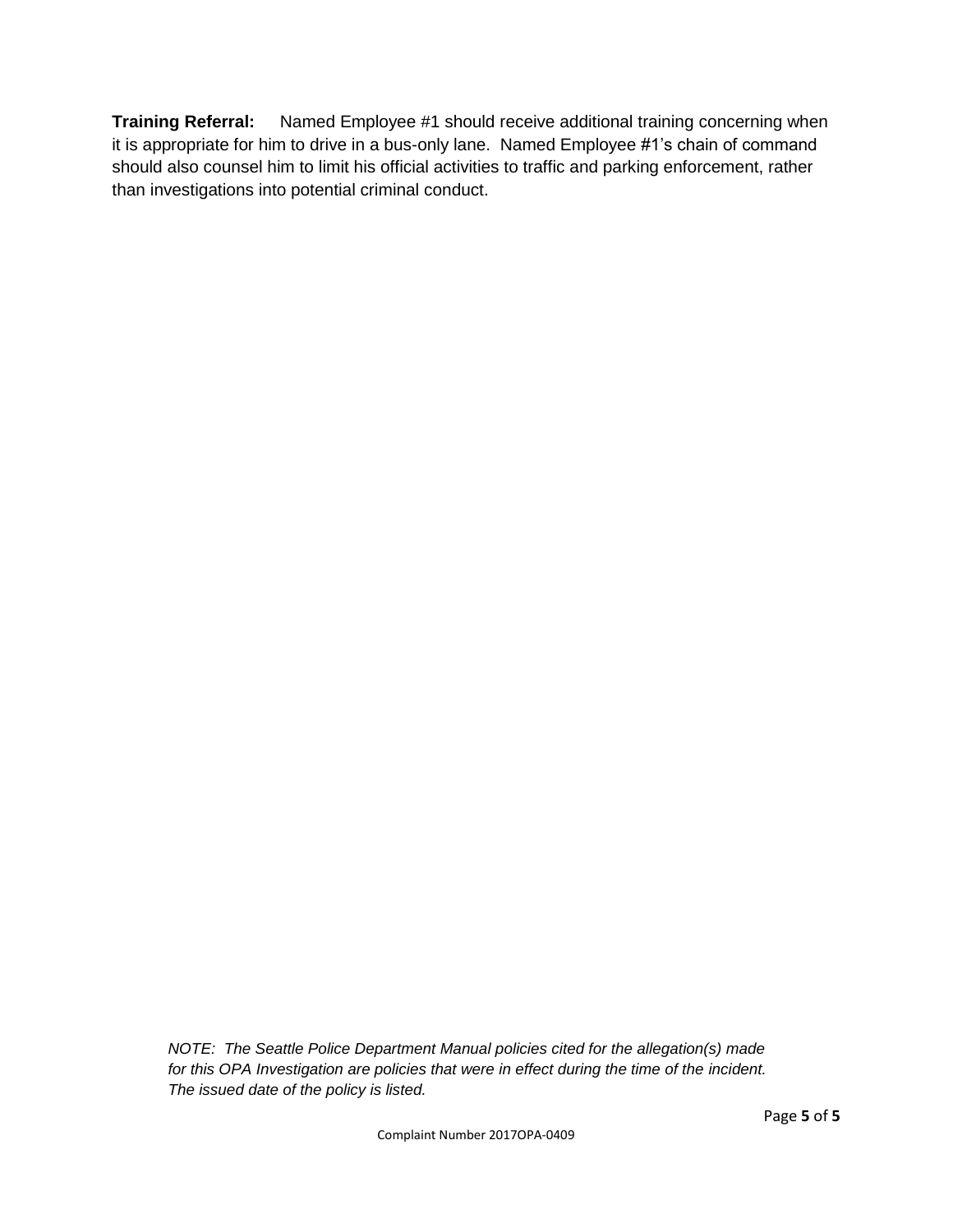**Training Referral:** Named Employee #1 should receive additional training concerning when it is appropriate for him to drive in a bus-only lane. Named Employee #1's chain of command should also counsel him to limit his official activities to traffic and parking enforcement, rather than investigations into potential criminal conduct.

*NOTE: The Seattle Police Department Manual policies cited for the allegation(s) made for this OPA Investigation are policies that were in effect during the time of the incident. The issued date of the policy is listed.*